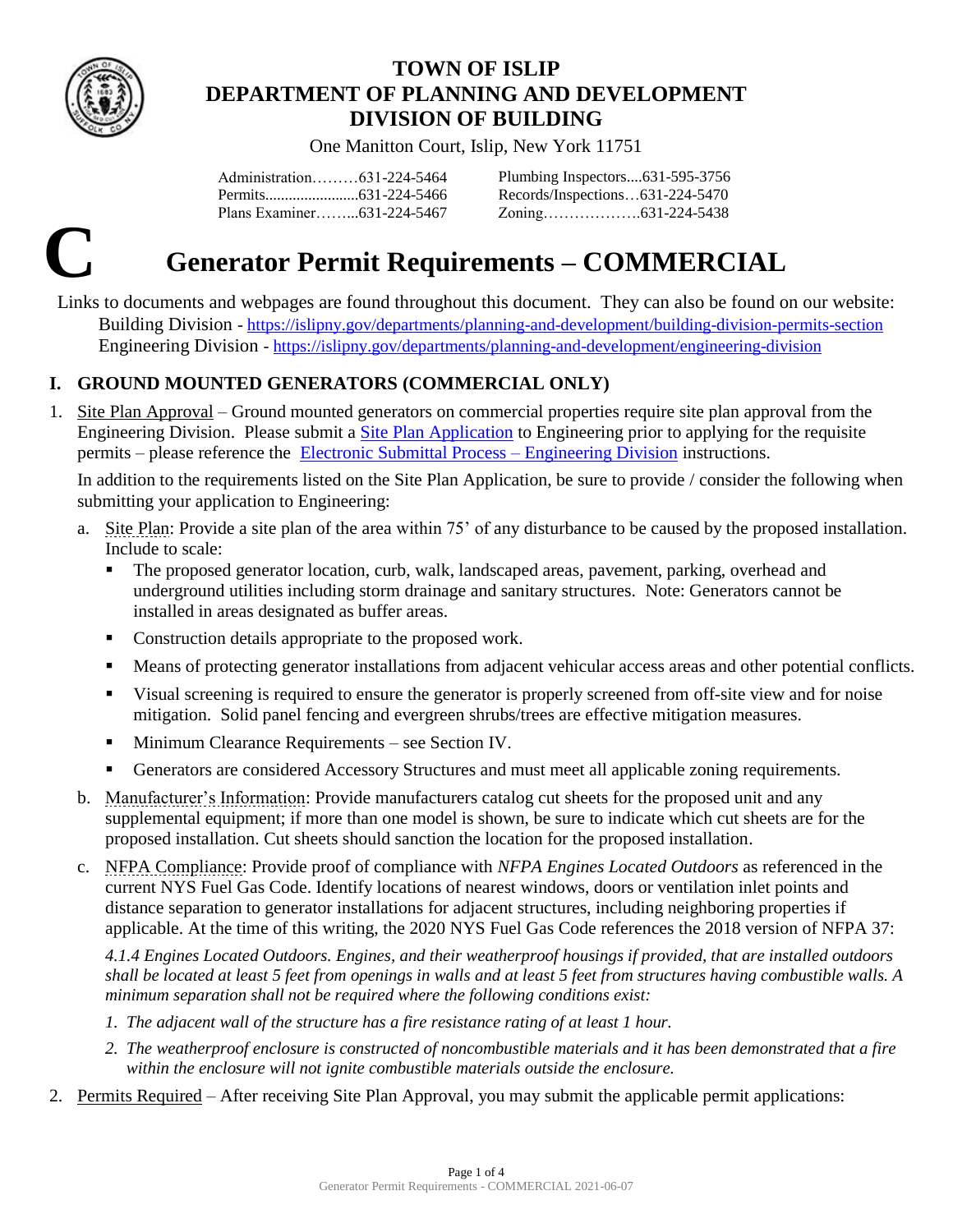# TOWN OF ISLIP
## DEPARTMENT OF PLANNING AND DEVELOPMENT
## DIVISION OF BUILDING

One Manitton Court, Islip, New York 11751

Administration………631-224-5464
Permits........................631-224-5466
Plans Examiner……...631-224-5467
Plumbing Inspectors....631-595-3756
Records/Inspections…631-224-5470
Zoning……………….631-224-5438

**C**

# Generator Permit Requirements – COMMERCIAL

Links to documents and webpages are found throughout this document. They can also be found on our website:
Building Division - https://islipny.gov/departments/planning-and-development/building-division-permits-section
Engineering Division - https://islipny.gov/departments/planning-and-development/engineering-division

## I. GROUND MOUNTED GENERATORS (COMMERCIAL ONLY)

1. Site Plan Approval – Ground mounted generators on commercial properties require site plan approval from the Engineering Division. Please submit a Site Plan Application to Engineering prior to applying for the requisite permits – please reference the Electronic Submittal Process – Engineering Division instructions.

   In addition to the requirements listed on the Site Plan Application, be sure to provide / consider the following when submitting your application to Engineering:

   a. Site Plan: Provide a site plan of the area within 75' of any disturbance to be caused by the proposed installation. Include to scale:
      - The proposed generator location, curb, walk, landscaped areas, pavement, parking, overhead and underground utilities including storm drainage and sanitary structures. Note: Generators cannot be installed in areas designated as buffer areas.
      - Construction details appropriate to the proposed work.
      - Means of protecting generator installations from adjacent vehicular access areas and other potential conflicts.
      - Visual screening is required to ensure the generator is properly screened from off-site view and for noise mitigation. Solid panel fencing and evergreen shrubs/trees are effective mitigation measures.
      - Minimum Clearance Requirements – see Section IV.
      - Generators are considered Accessory Structures and must meet all applicable zoning requirements.

   b. Manufacturer's Information: Provide manufacturers catalog cut sheets for the proposed unit and any supplemental equipment; if more than one model is shown, be sure to indicate which cut sheets are for the proposed installation. Cut sheets should sanction the location for the proposed installation.

   c. NFPA Compliance: Provide proof of compliance with *NFPA Engines Located Outdoors* as referenced in the current NYS Fuel Gas Code. Identify locations of nearest windows, doors or ventilation inlet points and distance separation to generator installations for adjacent structures, including neighboring properties if applicable. At the time of this writing, the 2020 NYS Fuel Gas Code references the 2018 version of NFPA 37:

      *4.1.4 Engines Located Outdoors. Engines, and their weatherproof housings if provided, that are installed outdoors shall be located at least 5 feet from openings in walls and at least 5 feet from structures having combustible walls. A minimum separation shall not be required where the following conditions exist:*

      1. *The adjacent wall of the structure has a fire resistance rating of at least 1 hour.*
      2. *The weatherproof enclosure is constructed of noncombustible materials and it has been demonstrated that a fire within the enclosure will not ignite combustible materials outside the enclosure.*

2. Permits Required – After receiving Site Plan Approval, you may submit the applicable permit applications: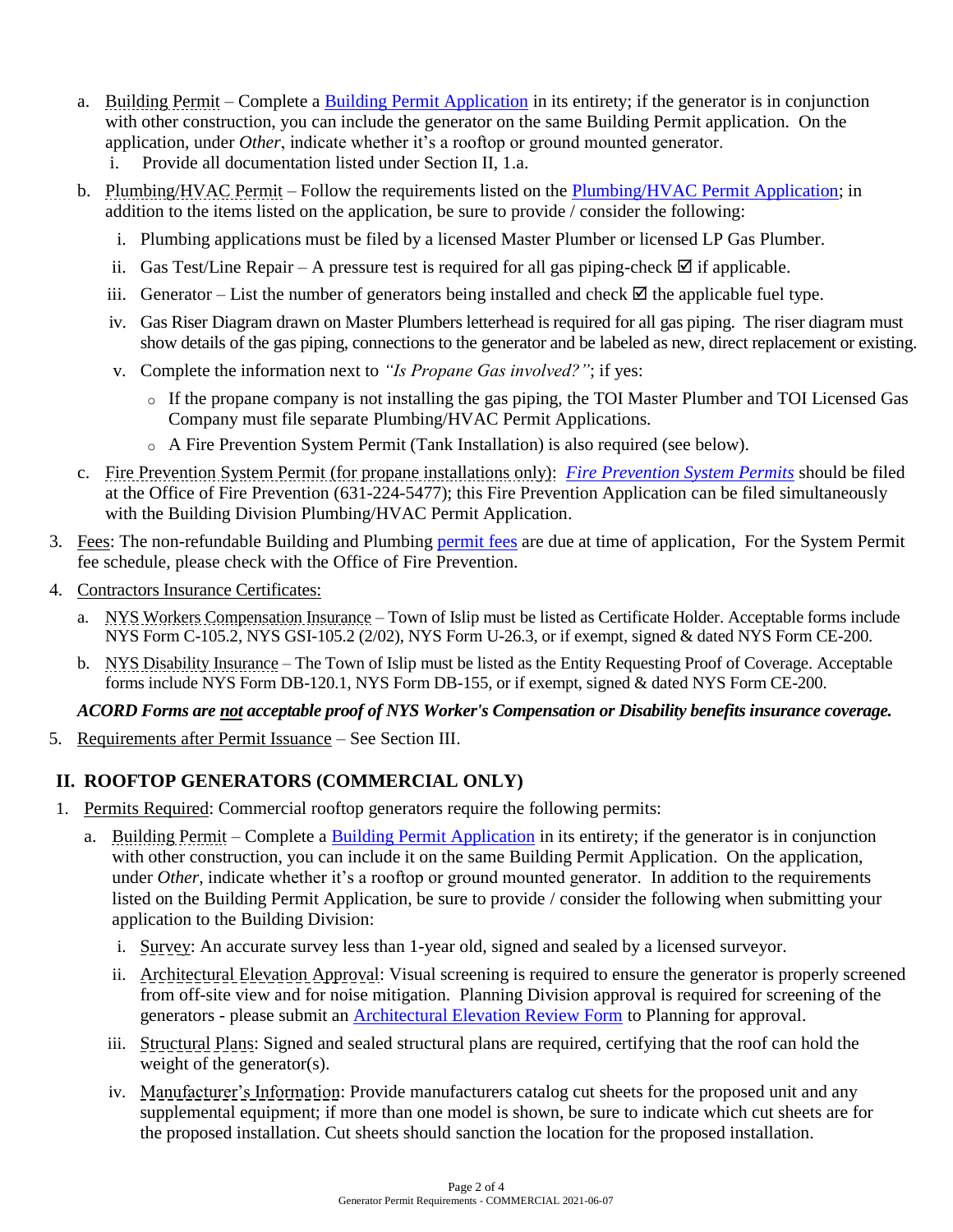a. Building Permit – Complete a Building Permit Application in its entirety; if the generator is in conjunction with other construction, you can include the generator on the same Building Permit application. On the application, under *Other*, indicate whether it's a rooftop or ground mounted generator.
   i. Provide all documentation listed under Section II, 1.a.

b. Plumbing/HVAC Permit – Follow the requirements listed on the Plumbing/HVAC Permit Application; in addition to the items listed on the application, be sure to provide / consider the following:
   i. Plumbing applications must be filed by a licensed Master Plumber or licensed LP Gas Plumber.
   ii. Gas Test/Line Repair – A pressure test is required for all gas piping-check ☑ if applicable.
   iii. Generator – List the number of generators being installed and check ☑ the applicable fuel type.
   iv. Gas Riser Diagram drawn on Master Plumbers letterhead is required for all gas piping. The riser diagram must show details of the gas piping, connections to the generator and be labeled as new, direct replacement or existing.
   v. Complete the information next to *"Is Propane Gas involved?"*; if yes:
      - If the propane company is not installing the gas piping, the TOI Master Plumber and TOI Licensed Gas Company must file separate Plumbing/HVAC Permit Applications.
      - A Fire Prevention System Permit (Tank Installation) is also required (see below).

c. Fire Prevention System Permit (for propane installations only): *Fire Prevention System Permits* should be filed at the Office of Fire Prevention (631-224-5477); this Fire Prevention Application can be filed simultaneously with the Building Division Plumbing/HVAC Permit Application.

3. Fees: The non-refundable Building and Plumbing permit fees are due at time of application, For the System Permit fee schedule, please check with the Office of Fire Prevention.

4. Contractors Insurance Certificates:
   a. NYS Workers Compensation Insurance – Town of Islip must be listed as Certificate Holder. Acceptable forms include NYS Form C-105.2, NYS GSI-105.2 (2/02), NYS Form U-26.3, or if exempt, signed & dated NYS Form CE-200.
   b. NYS Disability Insurance – The Town of Islip must be listed as the Entity Requesting Proof of Coverage. Acceptable forms include NYS Form DB-120.1, NYS Form DB-155, or if exempt, signed & dated NYS Form CE-200.

   ***ACORD Forms are not acceptable proof of NYS Worker's Compensation or Disability benefits insurance coverage.***

5. Requirements after Permit Issuance – See Section III.

## II. ROOFTOP GENERATORS (COMMERCIAL ONLY)

1. Permits Required: Commercial rooftop generators require the following permits:
   a. Building Permit – Complete a Building Permit Application in its entirety; if the generator is in conjunction with other construction, you can include it on the same Building Permit Application. On the application, under *Other*, indicate whether it's a rooftop or ground mounted generator. In addition to the requirements listed on the Building Permit Application, be sure to provide / consider the following when submitting your application to the Building Division:
      i. Survey: An accurate survey less than 1-year old, signed and sealed by a licensed surveyor.
      ii. Architectural Elevation Approval: Visual screening is required to ensure the generator is properly screened from off-site view and for noise mitigation. Planning Division approval is required for screening of the generators - please submit an Architectural Elevation Review Form to Planning for approval.
      iii. Structural Plans: Signed and sealed structural plans are required, certifying that the roof can hold the weight of the generator(s).
      iv. Manufacturer's Information: Provide manufacturers catalog cut sheets for the proposed unit and any supplemental equipment; if more than one model is shown, be sure to indicate which cut sheets are for the proposed installation. Cut sheets should sanction the location for the proposed installation.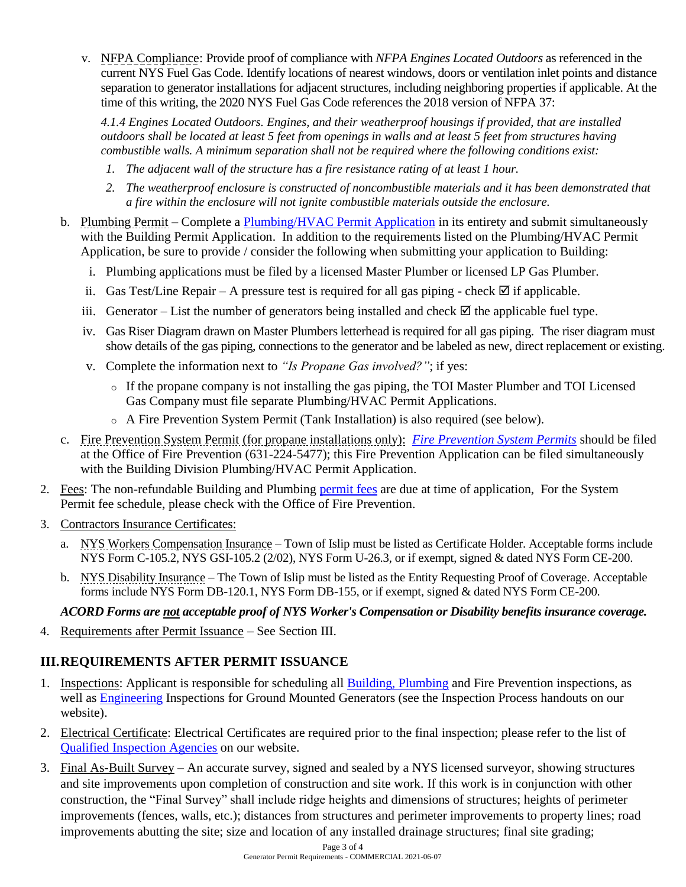v. NFPA Compliance: Provide proof of compliance with *NFPA Engines Located Outdoors* as referenced in the current NYS Fuel Gas Code. Identify locations of nearest windows, doors or ventilation inlet points and distance separation to generator installations for adjacent structures, including neighboring properties if applicable. At the time of this writing, the 2020 NYS Fuel Gas Code references the 2018 version of NFPA 37:

   *4.1.4 Engines Located Outdoors. Engines, and their weatherproof housings if provided, that are installed outdoors shall be located at least 5 feet from openings in walls and at least 5 feet from structures having combustible walls. A minimum separation shall not be required where the following conditions exist:*

   1. *The adjacent wall of the structure has a fire resistance rating of at least 1 hour.*
   2. *The weatherproof enclosure is constructed of noncombustible materials and it has been demonstrated that a fire within the enclosure will not ignite combustible materials outside the enclosure.*

b. Plumbing Permit – Complete a Plumbing/HVAC Permit Application in its entirety and submit simultaneously with the Building Permit Application. In addition to the requirements listed on the Plumbing/HVAC Permit Application, be sure to provide / consider the following when submitting your application to Building:

   i. Plumbing applications must be filed by a licensed Master Plumber or licensed LP Gas Plumber.
   ii. Gas Test/Line Repair – A pressure test is required for all gas piping - check ☑ if applicable.
   iii. Generator – List the number of generators being installed and check ☑ the applicable fuel type.
   iv. Gas Riser Diagram drawn on Master Plumbers letterhead is required for all gas piping. The riser diagram must show details of the gas piping, connections to the generator and be labeled as new, direct replacement or existing.
   v. Complete the information next to *"Is Propane Gas involved?"*; if yes:
      - If the propane company is not installing the gas piping, the TOI Master Plumber and TOI Licensed Gas Company must file separate Plumbing/HVAC Permit Applications.
      - A Fire Prevention System Permit (Tank Installation) is also required (see below).

c. Fire Prevention System Permit (for propane installations only): *Fire Prevention System Permits* should be filed at the Office of Fire Prevention (631-224-5477); this Fire Prevention Application can be filed simultaneously with the Building Division Plumbing/HVAC Permit Application.

2. Fees: The non-refundable Building and Plumbing permit fees are due at time of application, For the System Permit fee schedule, please check with the Office of Fire Prevention.

3. Contractors Insurance Certificates:

   a. NYS Workers Compensation Insurance – Town of Islip must be listed as Certificate Holder. Acceptable forms include NYS Form C-105.2, NYS GSI-105.2 (2/02), NYS Form U-26.3, or if exempt, signed & dated NYS Form CE-200.
   b. NYS Disability Insurance – The Town of Islip must be listed as the Entity Requesting Proof of Coverage. Acceptable forms include NYS Form DB-120.1, NYS Form DB-155, or if exempt, signed & dated NYS Form CE-200.

   ***ACORD Forms are not acceptable proof of NYS Worker's Compensation or Disability benefits insurance coverage.***

4. Requirements after Permit Issuance – See Section III.

## III. REQUIREMENTS AFTER PERMIT ISSUANCE

1. Inspections: Applicant is responsible for scheduling all Building, Plumbing and Fire Prevention inspections, as well as Engineering Inspections for Ground Mounted Generators (see the Inspection Process handouts on our website).
2. Electrical Certificate: Electrical Certificates are required prior to the final inspection; please refer to the list of Qualified Inspection Agencies on our website.
3. Final As-Built Survey – An accurate survey, signed and sealed by a NYS licensed surveyor, showing structures and site improvements upon completion of construction and site work. If this work is in conjunction with other construction, the "Final Survey" shall include ridge heights and dimensions of structures; heights of perimeter improvements (fences, walls, etc.); distances from structures and perimeter improvements to property lines; road improvements abutting the site; size and location of any installed drainage structures; final site grading;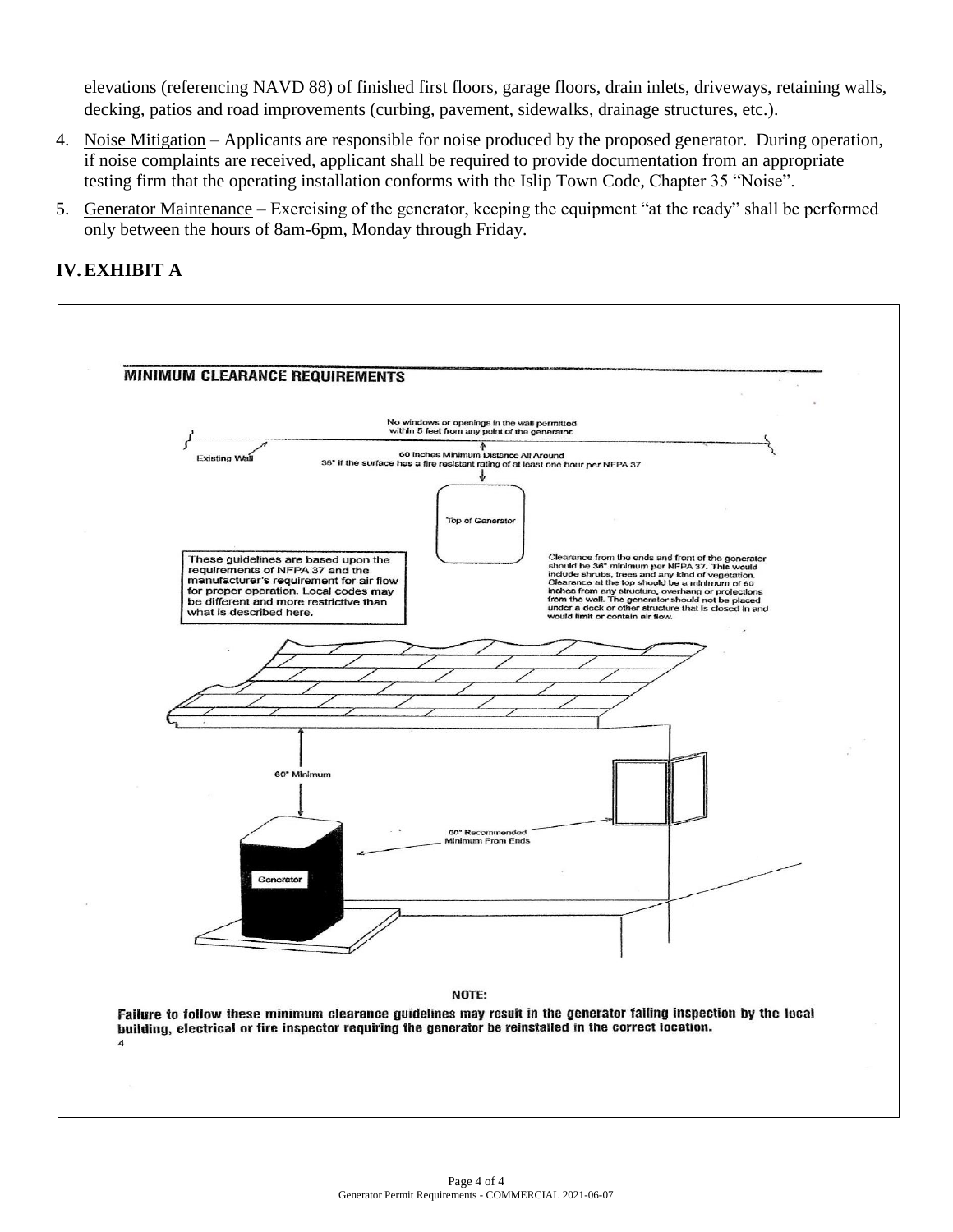elevations (referencing NAVD 88) of finished first floors, garage floors, drain inlets, driveways, retaining walls, decking, patios and road improvements (curbing, pavement, sidewalks, drainage structures, etc.).

4. Noise Mitigation – Applicants are responsible for noise produced by the proposed generator. During operation, if noise complaints are received, applicant shall be required to provide documentation from an appropriate testing firm that the operating installation conforms with the Islip Town Code, Chapter 35 "Noise".
5. Generator Maintenance – Exercising of the generator, keeping the equipment "at the ready" shall be performed only between the hours of 8am-6pm, Monday through Friday.

## IV. EXHIBIT A

**MINIMUM CLEARANCE REQUIREMENTS**

No windows or openings in the wall permitted within 5 feet from any point of the generator.

Existing Wall

60 inches Minimum Distance All Around
36" if the surface has a fire resistant rating of at least one hour per NFPA 37

Top of Generator

These guidelines are based upon the requirements of NFPA 37 and the manufacturer's requirement for air flow for proper operation. Local codes may be different and more restrictive than what is described here.

Clearance from the ends and front of the generator should be 36" minimum per NFPA 37. This would include shrubs, trees and any kind of vegetation. Clearance at the top should be a minimum of 60 inches from any structure, overhang or projections from the wall. The generator should not be placed under a deck or other structure that is closed in and would limit or contain air flow.

60" Minimum

60" Recommended Minimum From Ends

Generator

**NOTE:**

**Failure to follow these minimum clearance guidelines may result in the generator failing inspection by the local building, electrical or fire inspector requiring the generator be reinstalled in the correct location.**

4